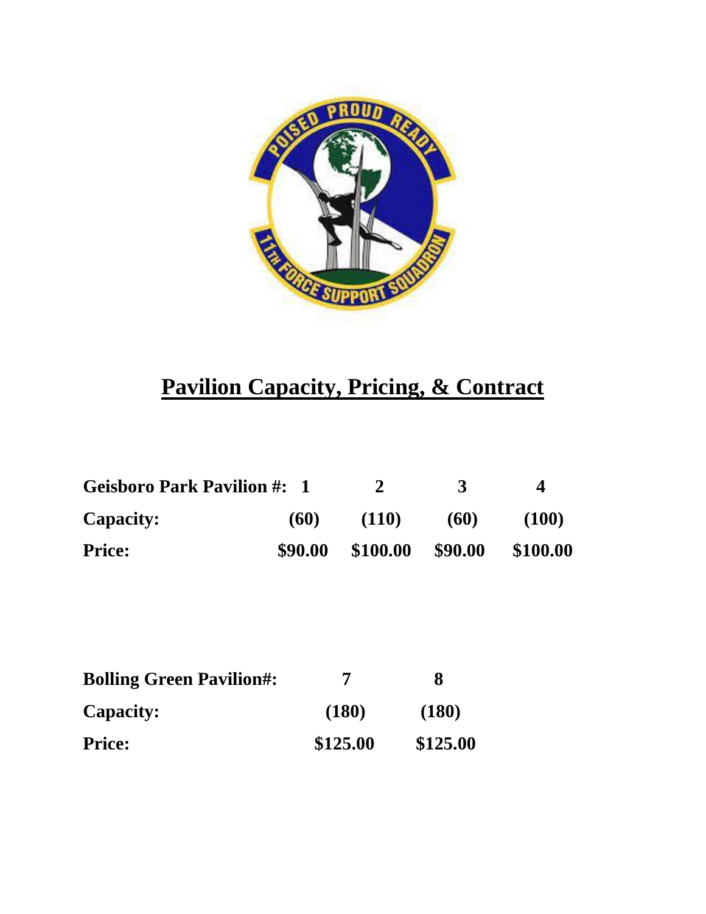# Pavilion Capacity, Pricing, & Contract

| Geisboro Park Pavilion #: | 1 | 2 | 3 | 4 |
|---|---|---|---|---|
| **Capacity:** | (60) | (110) | (60) | (100) |
| **Price:** | $90.00 | $100.00 | $90.00 | $100.00 |

| Bolling Green Pavilion#: | 7 | 8 |
|---|---|---|
| **Capacity:** | (180) | (180) |
| **Price:** | $125.00 | $125.00 |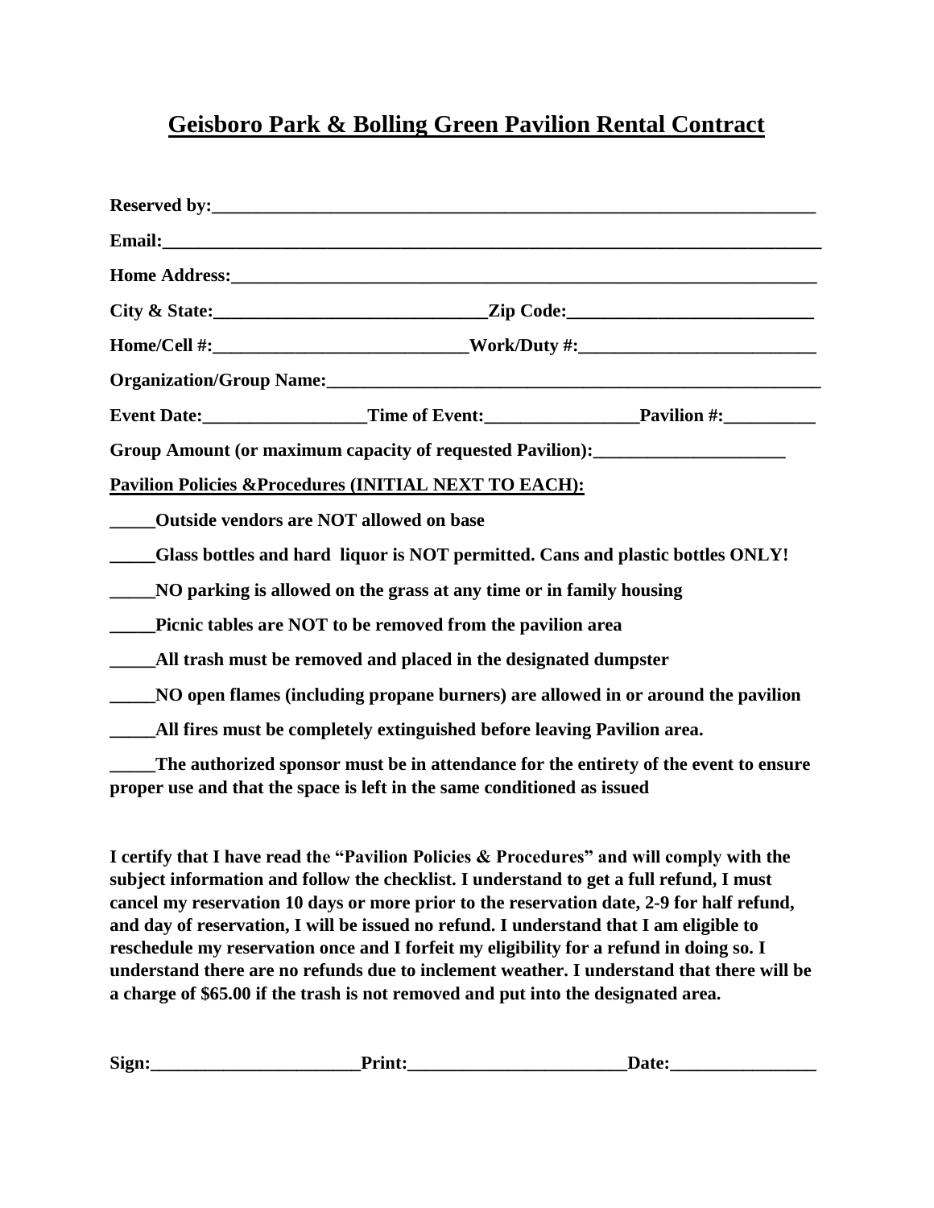# Geisboro Park & Bolling Green Pavilion Rental Contract

**Reserved by:______________________________________________________________________**

**Email:___________________________________________________________________________**

**Home Address:____________________________________________________________________**

**City & State:_______________________________Zip Code:____________________________**

**Home/Cell #:_____________________________Work/Duty #:___________________________**

**Organization/Group Name:___________________________________________________________**

**Event Date:__________________Time of Event:_________________Pavilion #:__________**

**Group Amount (or maximum capacity of requested Pavilion):______________________**

**Pavilion Policies &Procedures (INITIAL NEXT TO EACH):**

**_____Outside vendors are NOT allowed on base**

**_____Glass bottles and hard liquor is NOT permitted. Cans and plastic bottles ONLY!**

**_____NO parking is allowed on the grass at any time or in family housing**

**_____Picnic tables are NOT to be removed from the pavilion area**

**_____All trash must be removed and placed in the designated dumpster**

**_____NO open flames (including propane burners) are allowed in or around the pavilion**

**_____All fires must be completely extinguished before leaving Pavilion area.**

**_____The authorized sponsor must be in attendance for the entirety of the event to ensure proper use and that the space is left in the same conditioned as issued**

**I certify that I have read the "Pavilion Policies & Procedures" and will comply with the subject information and follow the checklist. I understand to get a full refund, I must cancel my reservation 10 days or more prior to the reservation date, 2-9 for half refund, and day of reservation, I will be issued no refund. I understand that I am eligible to reschedule my reservation once and I forfeit my eligibility for a refund in doing so. I understand there are no refunds due to inclement weather. I understand that there will be a charge of $65.00 if the trash is not removed and put into the designated area.**

**Sign:_______________________Print:________________________Date:________________**